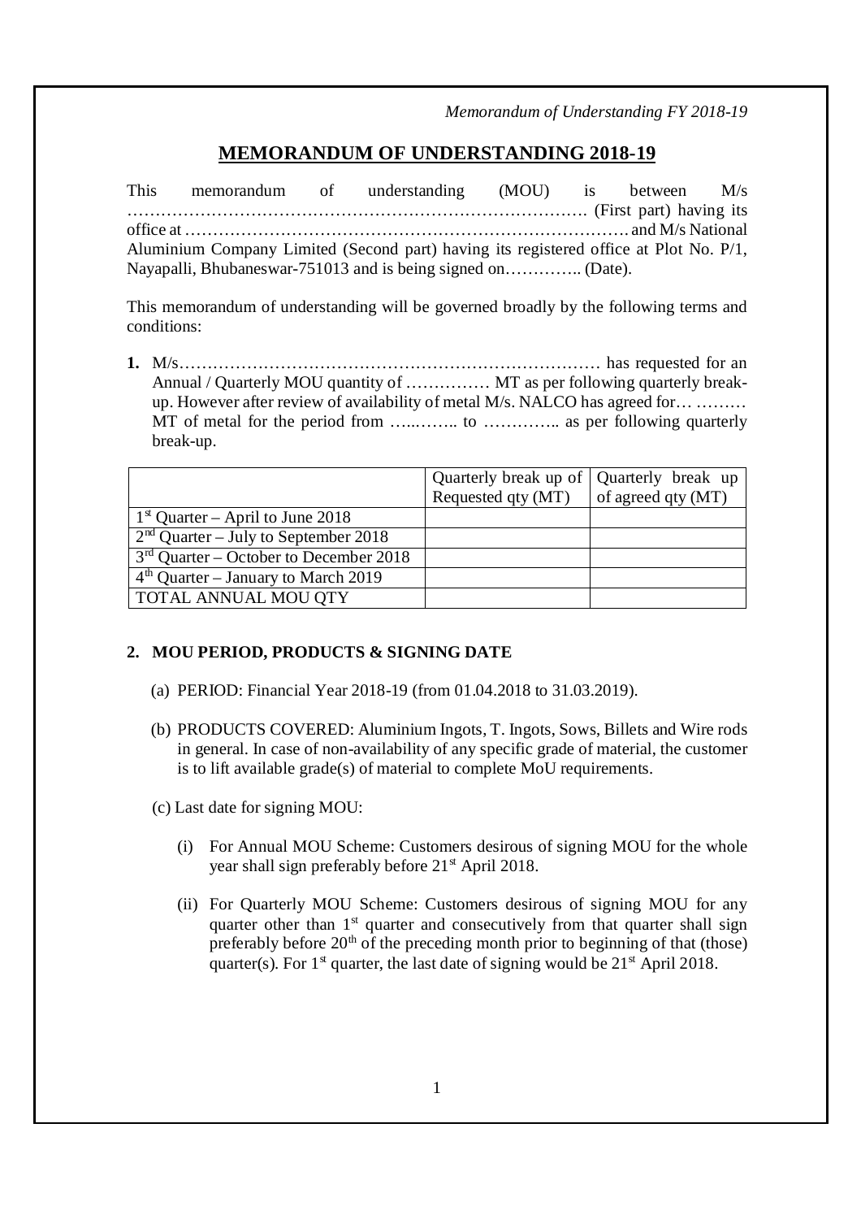# MEMORANDUM OF UNDERSTANDING 2018-19

This memorandum of understanding (MOU) is between M/s …………………………………………………………………………. (First part) having its office at ………………………………………………………………………. and M/s National Aluminium Company Limited (Second part) having its registered office at Plot No. P/1, Nayapalli, Bhubaneswar-751013 and is being signed on…………. (Date).

This memorandum of understanding will be governed broadly by the following terms and conditions:

**1.** M/s………………………………………………………………… has requested for an Annual / Quarterly MOU quantity of …………… MT as per following quarterly break-up. However after review of availability of metal M/s. NALCO has agreed for… ……… MT of metal for the period from …..…….. to ………….. as per following quarterly break-up.

| | Quarterly break up of Requested qty (MT) | Quarterly break up of agreed qty (MT) |
|---|---|---|
| 1st Quarter – April to June 2018 | | |
| 2nd Quarter – July to September 2018 | | |
| 3rd Quarter – October to December 2018 | | |
| 4th Quarter – January to March 2019 | | |
| TOTAL ANNUAL MOU QTY | | |

## 2. MOU PERIOD, PRODUCTS & SIGNING DATE

(a) PERIOD: Financial Year 2018-19 (from 01.04.2018 to 31.03.2019).

(b) PRODUCTS COVERED: Aluminium Ingots, T. Ingots, Sows, Billets and Wire rods in general. In case of non-availability of any specific grade of material, the customer is to lift available grade(s) of material to complete MoU requirements.

(c) Last date for signing MOU:

(i) For Annual MOU Scheme: Customers desirous of signing MOU for the whole year shall sign preferably before 21st April 2018.

(ii) For Quarterly MOU Scheme: Customers desirous of signing MOU for any quarter other than 1st quarter and consecutively from that quarter shall sign preferably before 20th of the preceding month prior to beginning of that (those) quarter(s). For 1st quarter, the last date of signing would be 21st April 2018.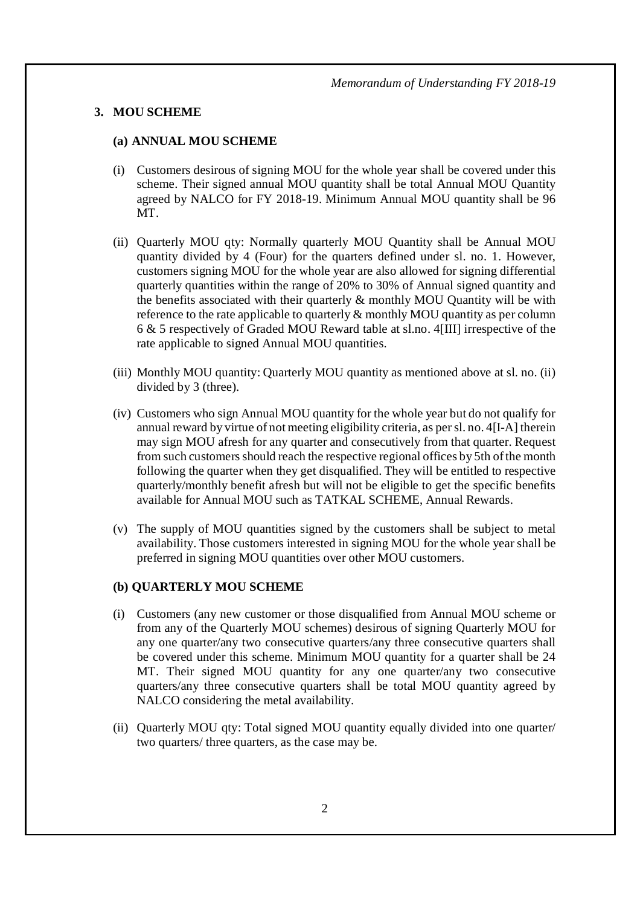## 3. MOU SCHEME

### (a) ANNUAL MOU SCHEME

(i) Customers desirous of signing MOU for the whole year shall be covered under this scheme. Their signed annual MOU quantity shall be total Annual MOU Quantity agreed by NALCO for FY 2018-19. Minimum Annual MOU quantity shall be 96 MT.

(ii) Quarterly MOU qty: Normally quarterly MOU Quantity shall be Annual MOU quantity divided by 4 (Four) for the quarters defined under sl. no. 1. However, customers signing MOU for the whole year are also allowed for signing differential quarterly quantities within the range of 20% to 30% of Annual signed quantity and the benefits associated with their quarterly & monthly MOU Quantity will be with reference to the rate applicable to quarterly & monthly MOU quantity as per column 6 & 5 respectively of Graded MOU Reward table at sl.no. 4[III] irrespective of the rate applicable to signed Annual MOU quantities.

(iii) Monthly MOU quantity: Quarterly MOU quantity as mentioned above at sl. no. (ii) divided by 3 (three).

(iv) Customers who sign Annual MOU quantity for the whole year but do not qualify for annual reward by virtue of not meeting eligibility criteria, as per sl. no. 4[I-A] therein may sign MOU afresh for any quarter and consecutively from that quarter. Request from such customers should reach the respective regional offices by 5th of the month following the quarter when they get disqualified. They will be entitled to respective quarterly/monthly benefit afresh but will not be eligible to get the specific benefits available for Annual MOU such as TATKAL SCHEME, Annual Rewards.

(v) The supply of MOU quantities signed by the customers shall be subject to metal availability. Those customers interested in signing MOU for the whole year shall be preferred in signing MOU quantities over other MOU customers.

### (b) QUARTERLY MOU SCHEME

(i) Customers (any new customer or those disqualified from Annual MOU scheme or from any of the Quarterly MOU schemes) desirous of signing Quarterly MOU for any one quarter/any two consecutive quarters/any three consecutive quarters shall be covered under this scheme. Minimum MOU quantity for a quarter shall be 24 MT. Their signed MOU quantity for any one quarter/any two consecutive quarters/any three consecutive quarters shall be total MOU quantity agreed by NALCO considering the metal availability.

(ii) Quarterly MOU qty: Total signed MOU quantity equally divided into one quarter/ two quarters/ three quarters, as the case may be.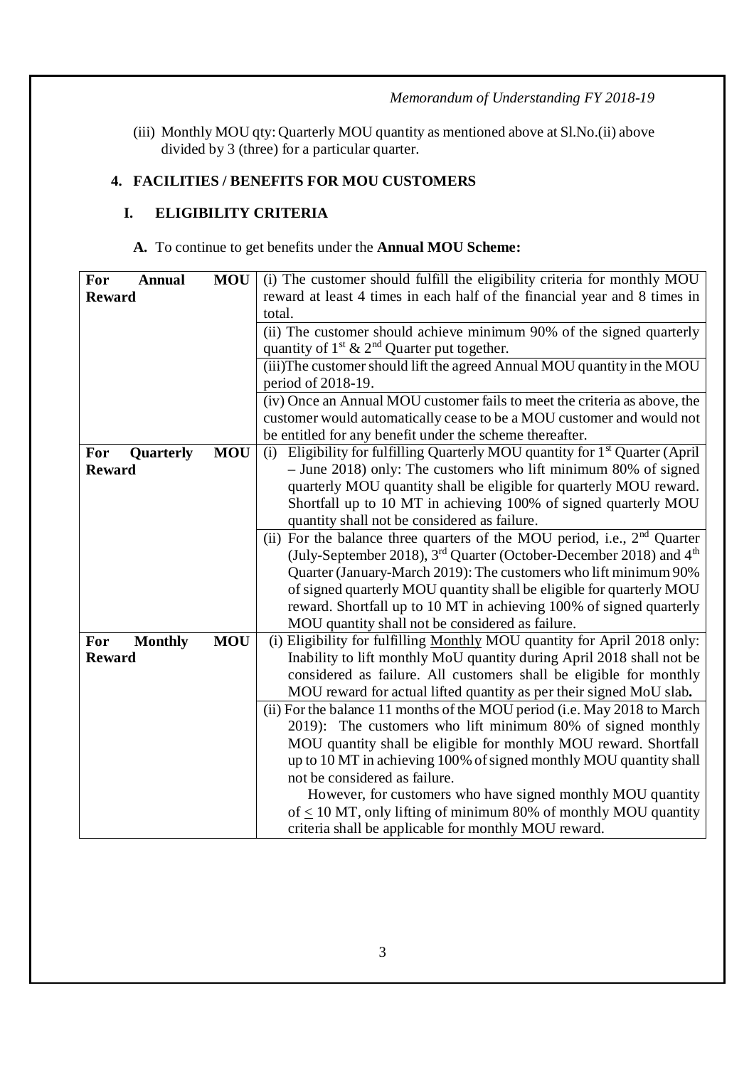(iii) Monthly MOU qty: Quarterly MOU quantity as mentioned above at Sl.No.(ii) above divided by 3 (three) for a particular quarter.

## 4. FACILITIES / BENEFITS FOR MOU CUSTOMERS

### I. ELIGIBILITY CRITERIA

**A.** To continue to get benefits under the **Annual MOU Scheme:**

| | |
|---|---|
| **For Annual MOU Reward** | (i) The customer should fulfill the eligibility criteria for monthly MOU reward at least 4 times in each half of the financial year and 8 times in total. |
| | (ii) The customer should achieve minimum 90% of the signed quarterly quantity of 1st & 2nd Quarter put together. |
| | (iii)The customer should lift the agreed Annual MOU quantity in the MOU period of 2018-19. |
| | (iv) Once an Annual MOU customer fails to meet the criteria as above, the customer would automatically cease to be a MOU customer and would not be entitled for any benefit under the scheme thereafter. |
| **For Quarterly MOU Reward** | (i) Eligibility for fulfilling Quarterly MOU quantity for 1st Quarter (April – June 2018) only: The customers who lift minimum 80% of signed quarterly MOU quantity shall be eligible for quarterly MOU reward. Shortfall up to 10 MT in achieving 100% of signed quarterly MOU quantity shall not be considered as failure. |
| | (ii) For the balance three quarters of the MOU period, i.e., 2nd Quarter (July-September 2018), 3rd Quarter (October-December 2018) and 4th Quarter (January-March 2019): The customers who lift minimum 90% of signed quarterly MOU quantity shall be eligible for quarterly MOU reward. Shortfall up to 10 MT in achieving 100% of signed quarterly MOU quantity shall not be considered as failure. |
| **For Monthly MOU Reward** | (i) Eligibility for fulfilling Monthly MOU quantity for April 2018 only: Inability to lift monthly MoU quantity during April 2018 shall not be considered as failure. All customers shall be eligible for monthly MOU reward for actual lifted quantity as per their signed MoU slab**.** |
| | (ii) For the balance 11 months of the MOU period (i.e. May 2018 to March 2019): The customers who lift minimum 80% of signed monthly MOU quantity shall be eligible for monthly MOU reward. Shortfall up to 10 MT in achieving 100% of signed monthly MOU quantity shall not be considered as failure. However, for customers who have signed monthly MOU quantity of $\leq$ 10 MT, only lifting of minimum 80% of monthly MOU quantity criteria shall be applicable for monthly MOU reward. |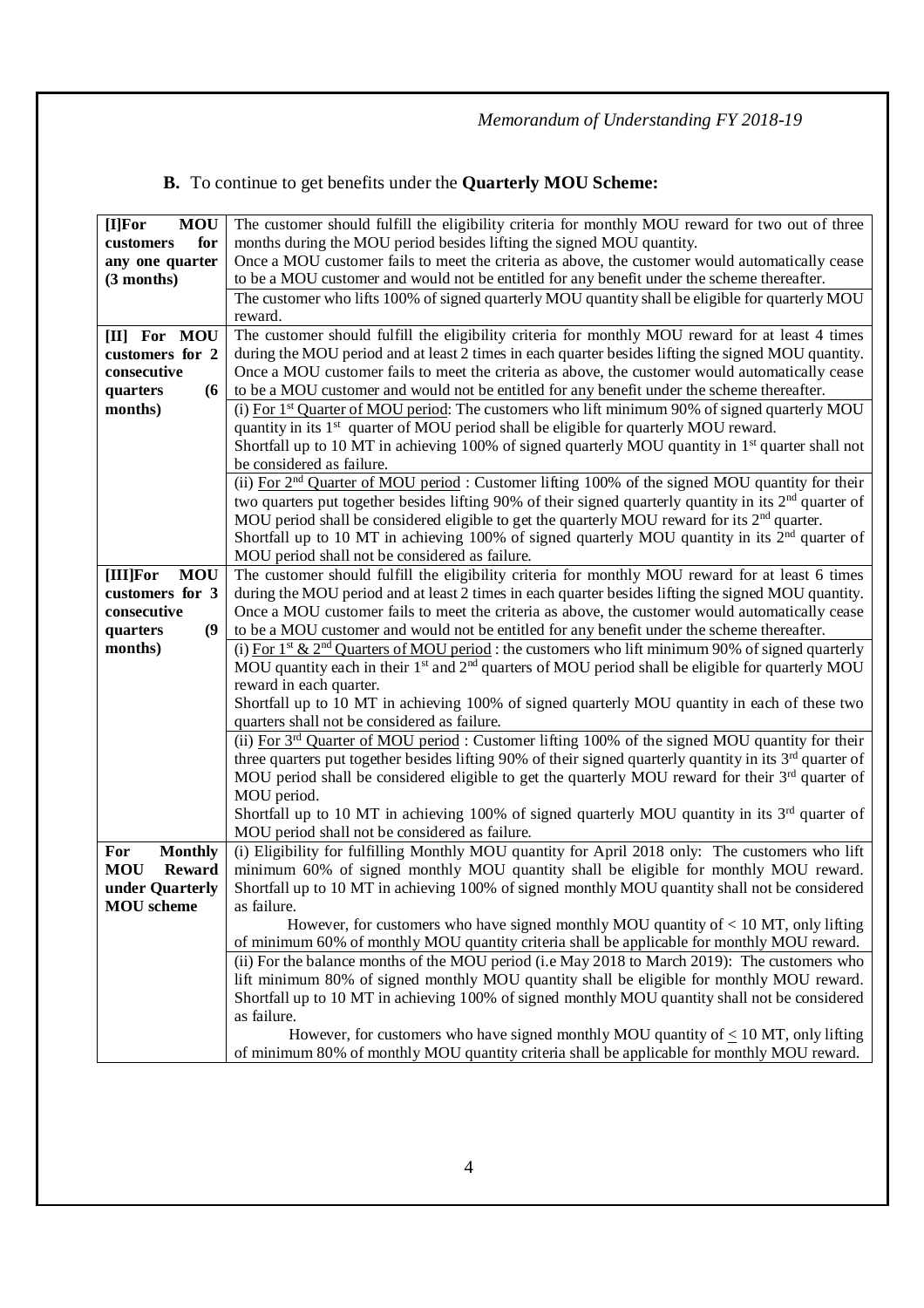**B.** To continue to get benefits under the **Quarterly MOU Scheme:**

| | |
|---|---|
| **[I]For MOU customers for any one quarter (3 months)** | The customer should fulfill the eligibility criteria for monthly MOU reward for two out of three months during the MOU period besides lifting the signed MOU quantity.<br>Once a MOU customer fails to meet the criteria as above, the customer would automatically cease to be a MOU customer and would not be entitled for any benefit under the scheme thereafter. |
| | The customer who lifts 100% of signed quarterly MOU quantity shall be eligible for quarterly MOU reward. |
| **[II] For MOU customers for 2 consecutive quarters (6 months)** | The customer should fulfill the eligibility criteria for monthly MOU reward for at least 4 times during the MOU period and at least 2 times in each quarter besides lifting the signed MOU quantity.<br>Once a MOU customer fails to meet the criteria as above, the customer would automatically cease to be a MOU customer and would not be entitled for any benefit under the scheme thereafter. |
| | (i) For 1st Quarter of MOU period: The customers who lift minimum 90% of signed quarterly MOU quantity in its 1st quarter of MOU period shall be eligible for quarterly MOU reward.<br>Shortfall up to 10 MT in achieving 100% of signed quarterly MOU quantity in 1st quarter shall not be considered as failure. |
| | (ii) For 2nd Quarter of MOU period : Customer lifting 100% of the signed MOU quantity for their two quarters put together besides lifting 90% of their signed quarterly quantity in its 2nd quarter of MOU period shall be considered eligible to get the quarterly MOU reward for its 2nd quarter.<br>Shortfall up to 10 MT in achieving 100% of signed quarterly MOU quantity in its 2nd quarter of MOU period shall not be considered as failure. |
| **[III]For MOU customers for 3 consecutive quarters (9 months)** | The customer should fulfill the eligibility criteria for monthly MOU reward for at least 6 times during the MOU period and at least 2 times in each quarter besides lifting the signed MOU quantity.<br>Once a MOU customer fails to meet the criteria as above, the customer would automatically cease to be a MOU customer and would not be entitled for any benefit under the scheme thereafter. |
| | (i) For 1st & 2nd Quarters of MOU period : the customers who lift minimum 90% of signed quarterly MOU quantity each in their 1st and 2nd quarters of MOU period shall be eligible for quarterly MOU reward in each quarter.<br>Shortfall up to 10 MT in achieving 100% of signed quarterly MOU quantity in each of these two quarters shall not be considered as failure. |
| | (ii) For 3rd Quarter of MOU period : Customer lifting 100% of the signed MOU quantity for their three quarters put together besides lifting 90% of their signed quarterly quantity in its 3rd quarter of MOU period shall be considered eligible to get the quarterly MOU reward for their 3rd quarter of MOU period.<br>Shortfall up to 10 MT in achieving 100% of signed quarterly MOU quantity in its 3rd quarter of MOU period shall not be considered as failure. |
| **For Monthly MOU Reward under Quarterly MOU scheme** | (i) Eligibility for fulfilling Monthly MOU quantity for April 2018 only: The customers who lift minimum 60% of signed monthly MOU quantity shall be eligible for monthly MOU reward. Shortfall up to 10 MT in achieving 100% of signed monthly MOU quantity shall not be considered as failure.<br>However, for customers who have signed monthly MOU quantity of < 10 MT, only lifting of minimum 60% of monthly MOU quantity criteria shall be applicable for monthly MOU reward. |
| | (ii) For the balance months of the MOU period (i.e May 2018 to March 2019): The customers who lift minimum 80% of signed monthly MOU quantity shall be eligible for monthly MOU reward. Shortfall up to 10 MT in achieving 100% of signed monthly MOU quantity shall not be considered as failure.<br>However, for customers who have signed monthly MOU quantity of ≤ 10 MT, only lifting of minimum 80% of monthly MOU quantity criteria shall be applicable for monthly MOU reward. |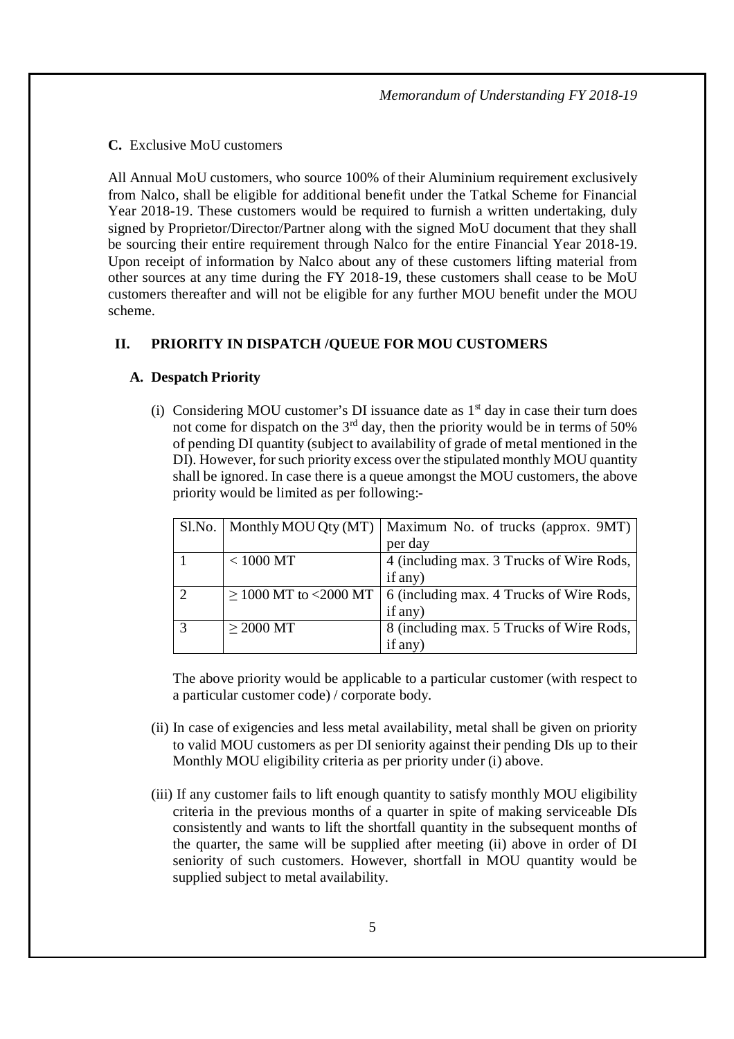**C.** Exclusive MoU customers

All Annual MoU customers, who source 100% of their Aluminium requirement exclusively from Nalco, shall be eligible for additional benefit under the Tatkal Scheme for Financial Year 2018-19. These customers would be required to furnish a written undertaking, duly signed by Proprietor/Director/Partner along with the signed MoU document that they shall be sourcing their entire requirement through Nalco for the entire Financial Year 2018-19. Upon receipt of information by Nalco about any of these customers lifting material from other sources at any time during the FY 2018-19, these customers shall cease to be MoU customers thereafter and will not be eligible for any further MOU benefit under the MOU scheme.

## II. PRIORITY IN DISPATCH /QUEUE FOR MOU CUSTOMERS

### A. Despatch Priority

(i) Considering MOU customer's DI issuance date as 1st day in case their turn does not come for dispatch on the 3rd day, then the priority would be in terms of 50% of pending DI quantity (subject to availability of grade of metal mentioned in the DI). However, for such priority excess over the stipulated monthly MOU quantity shall be ignored. In case there is a queue amongst the MOU customers, the above priority would be limited as per following:-

| Sl.No. | Monthly MOU Qty (MT) | Maximum No. of trucks (approx. 9MT) per day |
|---|---|---|
| 1 | < 1000 MT | 4 (including max. 3 Trucks of Wire Rods, if any) |
| 2 | ≥ 1000 MT to <2000 MT | 6 (including max. 4 Trucks of Wire Rods, if any) |
| 3 | ≥ 2000 MT | 8 (including max. 5 Trucks of Wire Rods, if any) |

The above priority would be applicable to a particular customer (with respect to a particular customer code) / corporate body.

(ii) In case of exigencies and less metal availability, metal shall be given on priority to valid MOU customers as per DI seniority against their pending DIs up to their Monthly MOU eligibility criteria as per priority under (i) above.

(iii) If any customer fails to lift enough quantity to satisfy monthly MOU eligibility criteria in the previous months of a quarter in spite of making serviceable DIs consistently and wants to lift the shortfall quantity in the subsequent months of the quarter, the same will be supplied after meeting (ii) above in order of DI seniority of such customers. However, shortfall in MOU quantity would be supplied subject to metal availability.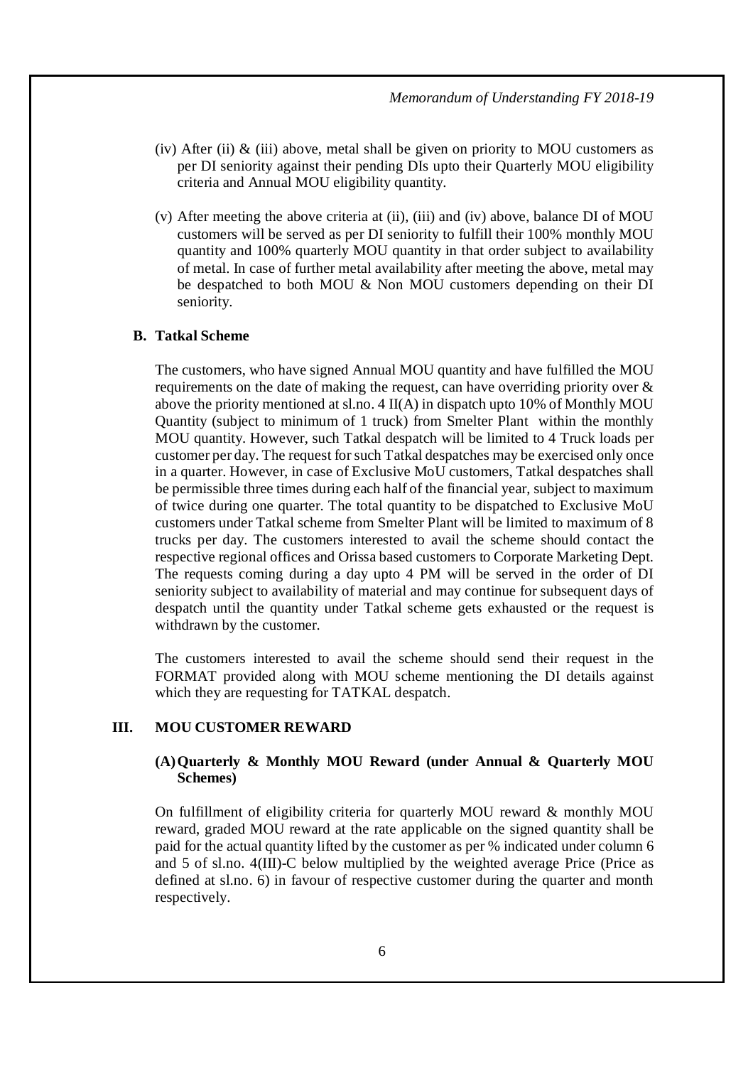(iv) After (ii) & (iii) above, metal shall be given on priority to MOU customers as per DI seniority against their pending DIs upto their Quarterly MOU eligibility criteria and Annual MOU eligibility quantity.

(v) After meeting the above criteria at (ii), (iii) and (iv) above, balance DI of MOU customers will be served as per DI seniority to fulfill their 100% monthly MOU quantity and 100% quarterly MOU quantity in that order subject to availability of metal. In case of further metal availability after meeting the above, metal may be despatched to both MOU & Non MOU customers depending on their DI seniority.

**B. Tatkal Scheme**

The customers, who have signed Annual MOU quantity and have fulfilled the MOU requirements on the date of making the request, can have overriding priority over & above the priority mentioned at sl.no. 4 II(A) in dispatch upto 10% of Monthly MOU Quantity (subject to minimum of 1 truck) from Smelter Plant within the monthly MOU quantity. However, such Tatkal despatch will be limited to 4 Truck loads per customer per day. The request for such Tatkal despatches may be exercised only once in a quarter. However, in case of Exclusive MoU customers, Tatkal despatches shall be permissible three times during each half of the financial year, subject to maximum of twice during one quarter. The total quantity to be dispatched to Exclusive MoU customers under Tatkal scheme from Smelter Plant will be limited to maximum of 8 trucks per day. The customers interested to avail the scheme should contact the respective regional offices and Orissa based customers to Corporate Marketing Dept. The requests coming during a day upto 4 PM will be served in the order of DI seniority subject to availability of material and may continue for subsequent days of despatch until the quantity under Tatkal scheme gets exhausted or the request is withdrawn by the customer.

The customers interested to avail the scheme should send their request in the FORMAT provided along with MOU scheme mentioning the DI details against which they are requesting for TATKAL despatch.

## III. MOU CUSTOMER REWARD

**(A) Quarterly & Monthly MOU Reward (under Annual & Quarterly MOU Schemes)**

On fulfillment of eligibility criteria for quarterly MOU reward & monthly MOU reward, graded MOU reward at the rate applicable on the signed quantity shall be paid for the actual quantity lifted by the customer as per % indicated under column 6 and 5 of sl.no. 4(III)-C below multiplied by the weighted average Price (Price as defined at sl.no. 6) in favour of respective customer during the quarter and month respectively.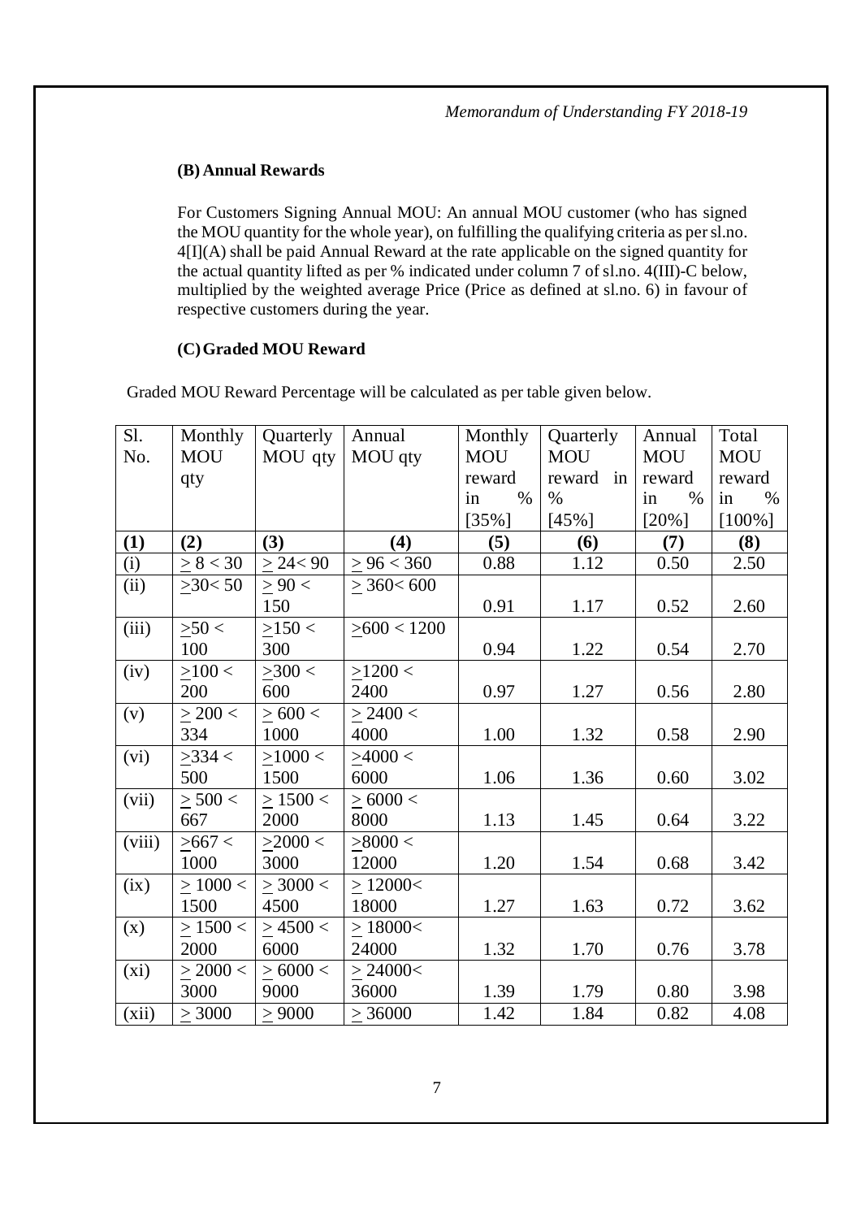### (B) Annual Rewards

For Customers Signing Annual MOU: An annual MOU customer (who has signed the MOU quantity for the whole year), on fulfilling the qualifying criteria as per sl.no. 4[I](A) shall be paid Annual Reward at the rate applicable on the signed quantity for the actual quantity lifted as per % indicated under column 7 of sl.no. 4(III)-C below, multiplied by the weighted average Price (Price as defined at sl.no. 6) in favour of respective customers during the year.

### (C) Graded MOU Reward

Graded MOU Reward Percentage will be calculated as per table given below.

| Sl. No. | Monthly MOU qty | Quarterly MOU qty | Annual MOU qty | Monthly MOU reward in % [35%] | Quarterly MOU reward in % [45%] | Annual MOU reward in % [20%] | Total MOU reward in % [100%] |
|---|---|---|---|---|---|---|---|
| **(1)** | **(2)** | **(3)** | **(4)** | **(5)** | **(6)** | **(7)** | **(8)** |
| (i) | ≥ 8 < 30 | ≥ 24< 90 | ≥ 96 < 360 | 0.88 | 1.12 | 0.50 | 2.50 |
| (ii) | ≥30< 50 | ≥ 90 < 150 | ≥ 360< 600 | 0.91 | 1.17 | 0.52 | 2.60 |
| (iii) | ≥50 < 100 | ≥150 < 300 | ≥600 < 1200 | 0.94 | 1.22 | 0.54 | 2.70 |
| (iv) | ≥100 < 200 | ≥300 < 600 | ≥1200 < 2400 | 0.97 | 1.27 | 0.56 | 2.80 |
| (v) | ≥ 200 < 334 | ≥ 600 < 1000 | ≥ 2400 < 4000 | 1.00 | 1.32 | 0.58 | 2.90 |
| (vi) | ≥334 < 500 | ≥1000 < 1500 | ≥4000 < 6000 | 1.06 | 1.36 | 0.60 | 3.02 |
| (vii) | ≥ 500 < 667 | ≥ 1500 < 2000 | ≥ 6000 < 8000 | 1.13 | 1.45 | 0.64 | 3.22 |
| (viii) | ≥667 < 1000 | ≥2000 < 3000 | ≥8000 < 12000 | 1.20 | 1.54 | 0.68 | 3.42 |
| (ix) | ≥ 1000 < 1500 | ≥ 3000 < 4500 | ≥ 12000< 18000 | 1.27 | 1.63 | 0.72 | 3.62 |
| (x) | ≥ 1500 < 2000 | ≥ 4500 < 6000 | ≥ 18000< 24000 | 1.32 | 1.70 | 0.76 | 3.78 |
| (xi) | ≥ 2000 < 3000 | ≥ 6000 < 9000 | ≥ 24000< 36000 | 1.39 | 1.79 | 0.80 | 3.98 |
| (xii) | ≥ 3000 | ≥ 9000 | ≥ 36000 | 1.42 | 1.84 | 0.82 | 4.08 |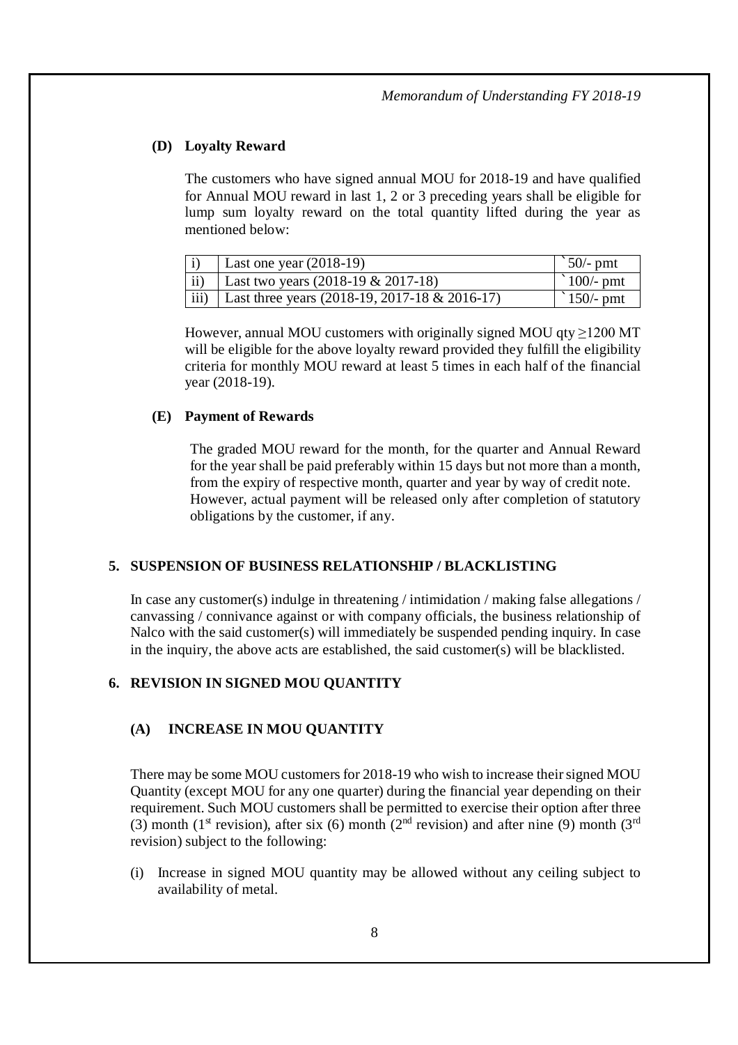### (D) Loyalty Reward

The customers who have signed annual MOU for 2018-19 and have qualified for Annual MOU reward in last 1, 2 or 3 preceding years shall be eligible for lump sum loyalty reward on the total quantity lifted during the year as mentioned below:

| | | |
|---|---|---|
| i) | Last one year (2018-19) | `50/- pmt |
| ii) | Last two years (2018-19 & 2017-18) | `100/- pmt |
| iii) | Last three years (2018-19, 2017-18 & 2016-17) | `150/- pmt |

However, annual MOU customers with originally signed MOU qty ≥1200 MT will be eligible for the above loyalty reward provided they fulfill the eligibility criteria for monthly MOU reward at least 5 times in each half of the financial year (2018-19).

### (E) Payment of Rewards

The graded MOU reward for the month, for the quarter and Annual Reward for the year shall be paid preferably within 15 days but not more than a month, from the expiry of respective month, quarter and year by way of credit note. However, actual payment will be released only after completion of statutory obligations by the customer, if any.

## 5. SUSPENSION OF BUSINESS RELATIONSHIP / BLACKLISTING

In case any customer(s) indulge in threatening / intimidation / making false allegations / canvassing / connivance against or with company officials, the business relationship of Nalco with the said customer(s) will immediately be suspended pending inquiry. In case in the inquiry, the above acts are established, the said customer(s) will be blacklisted.

## 6. REVISION IN SIGNED MOU QUANTITY

### (A) INCREASE IN MOU QUANTITY

There may be some MOU customers for 2018-19 who wish to increase their signed MOU Quantity (except MOU for any one quarter) during the financial year depending on their requirement. Such MOU customers shall be permitted to exercise their option after three (3) month (1st revision), after six (6) month (2nd revision) and after nine (9) month (3rd revision) subject to the following:

(i) Increase in signed MOU quantity may be allowed without any ceiling subject to availability of metal.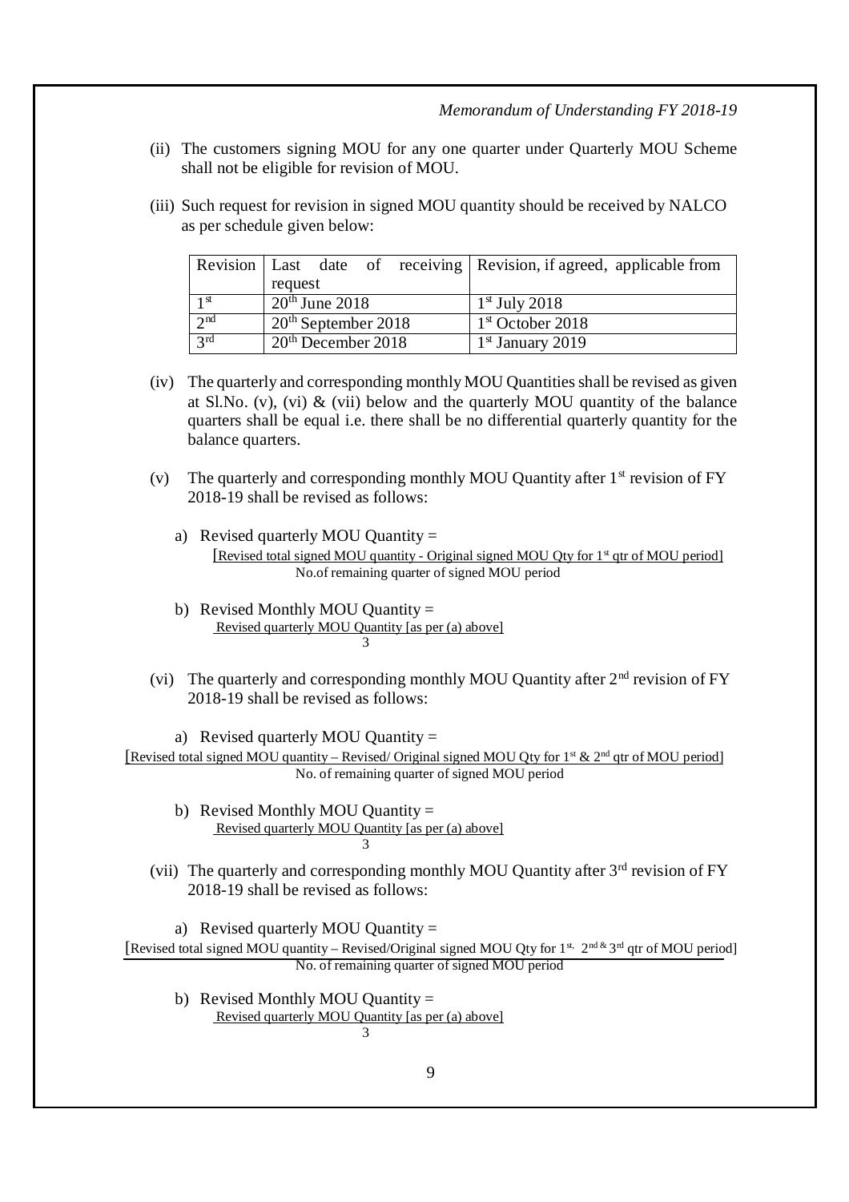(ii) The customers signing MOU for any one quarter under Quarterly MOU Scheme shall not be eligible for revision of MOU.

(iii) Such request for revision in signed MOU quantity should be received by NALCO as per schedule given below:

| Revision | Last date of receiving request | Revision, if agreed, applicable from |
|---|---|---|
| 1st | 20th June 2018 | 1st July 2018 |
| 2nd | 20th September 2018 | 1st October 2018 |
| 3rd | 20th December 2018 | 1st January 2019 |

(iv) The quarterly and corresponding monthly MOU Quantities shall be revised as given at Sl.No. (v), (vi) & (vii) below and the quarterly MOU quantity of the balance quarters shall be equal i.e. there shall be no differential quarterly quantity for the balance quarters.

(v) The quarterly and corresponding monthly MOU Quantity after 1st revision of FY 2018-19 shall be revised as follows:

a) Revised quarterly MOU Quantity =

$$\frac{\text{[Revised total signed MOU quantity - Original signed MOU Qty for 1st qtr of MOU period]}}{\text{No.of remaining quarter of signed MOU period}}$$

b) Revised Monthly MOU Quantity =

$$\frac{\text{Revised quarterly MOU Quantity [as per (a) above]}}{3}$$

(vi) The quarterly and corresponding monthly MOU Quantity after 2nd revision of FY 2018-19 shall be revised as follows:

a) Revised quarterly MOU Quantity =

$$\frac{\text{[Revised total signed MOU quantity – Revised/ Original signed MOU Qty for 1st \& 2nd qtr of MOU period]}}{\text{No. of remaining quarter of signed MOU period}}$$

b) Revised Monthly MOU Quantity =

$$\frac{\text{Revised quarterly MOU Quantity [as per (a) above]}}{3}$$

(vii) The quarterly and corresponding monthly MOU Quantity after 3rd revision of FY 2018-19 shall be revised as follows:

a) Revised quarterly MOU Quantity =

$$\frac{\text{[Revised total signed MOU quantity – Revised/Original signed MOU Qty for 1st, 2nd \& 3rd qtr of MOU period]}}{\text{No. of remaining quarter of signed MOU period}}$$

b) Revised Monthly MOU Quantity =

$$\frac{\text{Revised quarterly MOU Quantity [as per (a) above]}}{3}$$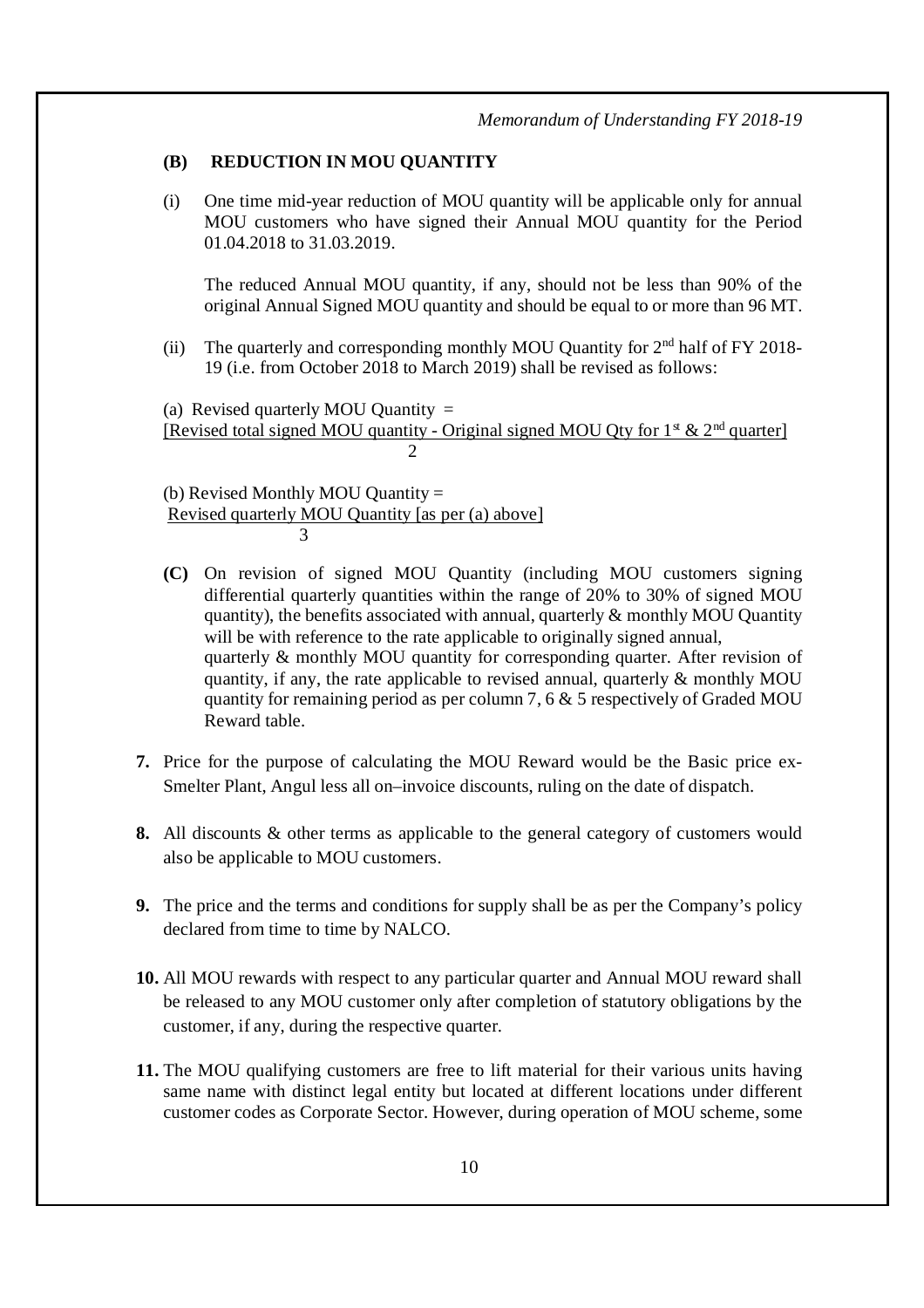### (B) REDUCTION IN MOU QUANTITY

(i) One time mid-year reduction of MOU quantity will be applicable only for annual MOU customers who have signed their Annual MOU quantity for the Period 01.04.2018 to 31.03.2019.

The reduced Annual MOU quantity, if any, should not be less than 90% of the original Annual Signed MOU quantity and should be equal to or more than 96 MT.

(ii) The quarterly and corresponding monthly MOU Quantity for 2nd half of FY 2018-19 (i.e. from October 2018 to March 2019) shall be revised as follows:

(a) Revised quarterly MOU Quantity =

$$\frac{\text{Revised total signed MOU quantity - Original signed MOU Qty for } 1^{st} \text{ \& } 2^{nd} \text{ quarter}}{2}$$

(b) Revised Monthly MOU Quantity =

$$\frac{\text{Revised quarterly MOU Quantity [as per (a) above]}}{3}$$

**(C)** On revision of signed MOU Quantity (including MOU customers signing differential quarterly quantities within the range of 20% to 30% of signed MOU quantity), the benefits associated with annual, quarterly & monthly MOU Quantity will be with reference to the rate applicable to originally signed annual, quarterly & monthly MOU quantity for corresponding quarter. After revision of quantity, if any, the rate applicable to revised annual, quarterly & monthly MOU quantity for remaining period as per column 7, 6 & 5 respectively of Graded MOU Reward table.

**7.** Price for the purpose of calculating the MOU Reward would be the Basic price ex-Smelter Plant, Angul less all on–invoice discounts, ruling on the date of dispatch.

**8.** All discounts & other terms as applicable to the general category of customers would also be applicable to MOU customers.

**9.** The price and the terms and conditions for supply shall be as per the Company's policy declared from time to time by NALCO.

**10.** All MOU rewards with respect to any particular quarter and Annual MOU reward shall be released to any MOU customer only after completion of statutory obligations by the customer, if any, during the respective quarter.

**11.** The MOU qualifying customers are free to lift material for their various units having same name with distinct legal entity but located at different locations under different customer codes as Corporate Sector. However, during operation of MOU scheme, some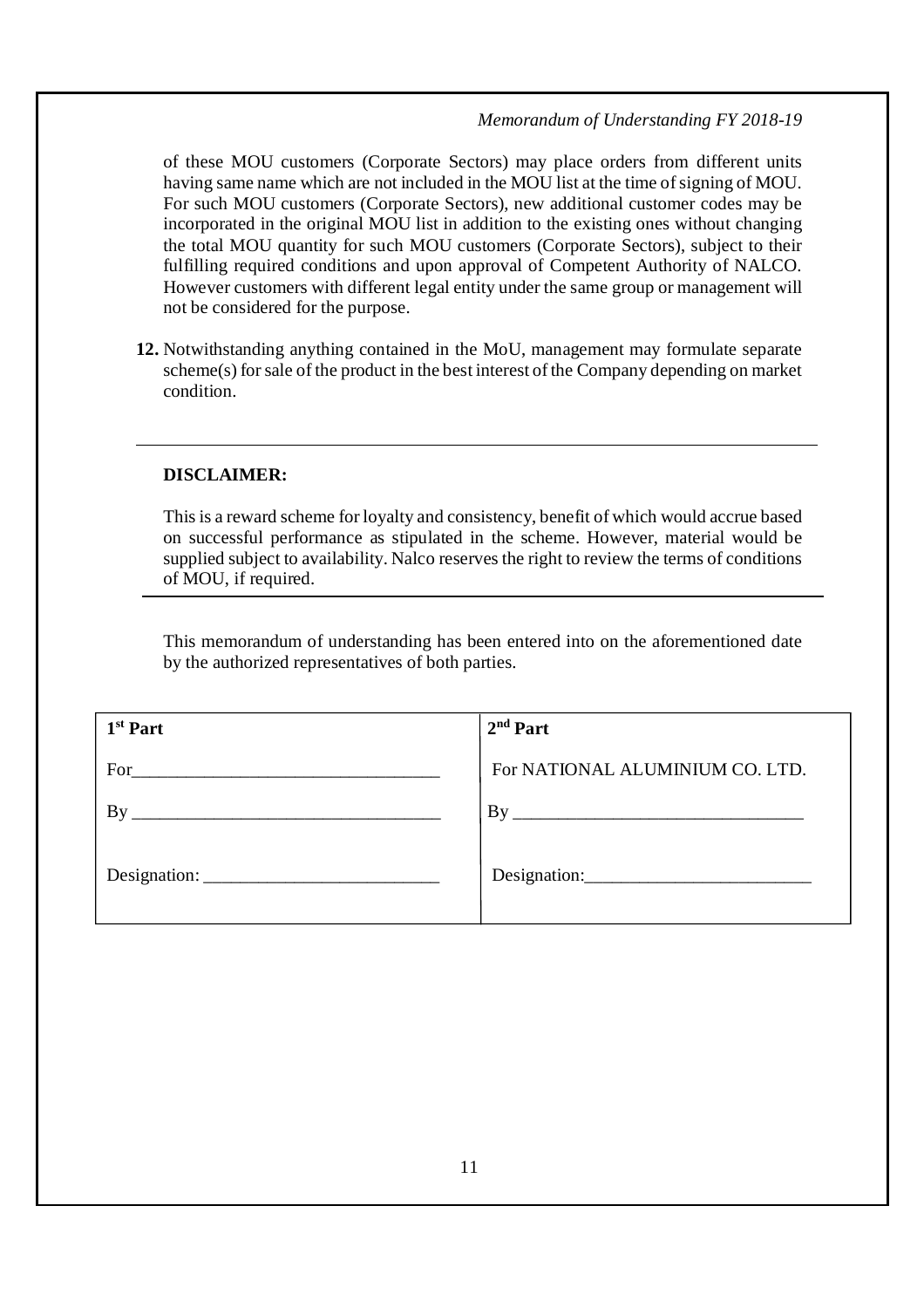of these MOU customers (Corporate Sectors) may place orders from different units having same name which are not included in the MOU list at the time of signing of MOU. For such MOU customers (Corporate Sectors), new additional customer codes may be incorporated in the original MOU list in addition to the existing ones without changing the total MOU quantity for such MOU customers (Corporate Sectors), subject to their fulfilling required conditions and upon approval of Competent Authority of NALCO. However customers with different legal entity under the same group or management will not be considered for the purpose.

**12.** Notwithstanding anything contained in the MoU, management may formulate separate scheme(s) for sale of the product in the best interest of the Company depending on market condition.

---

**DISCLAIMER:**

This is a reward scheme for loyalty and consistency, benefit of which would accrue based on successful performance as stipulated in the scheme. However, material would be supplied subject to availability. Nalco reserves the right to review the terms of conditions of MOU, if required.

---

This memorandum of understanding has been entered into on the aforementioned date by the authorized representatives of both parties.

| 1st Part | 2nd Part |
|---|---|
| For__________________________________ | For NATIONAL ALUMINIUM CO. LTD. |
| By __________________________________ | By ________________________________ |
| Designation: __________________________ | Designation:_________________________ |